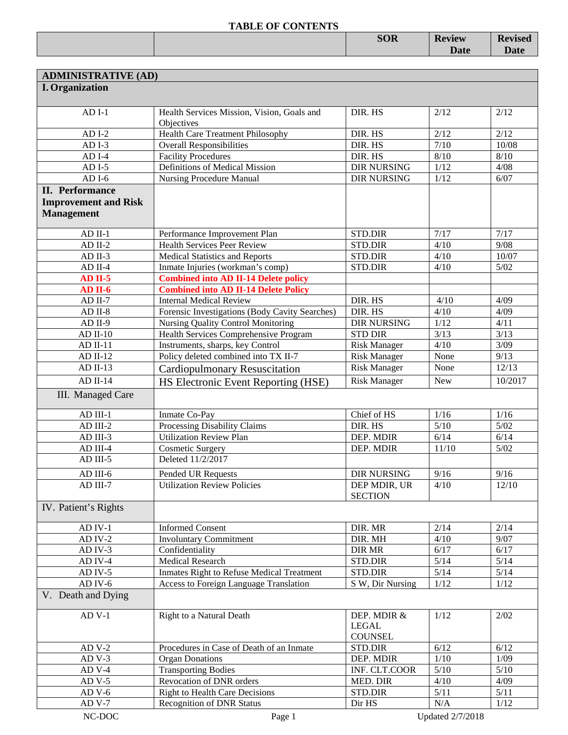# TABLE OF CONTENTS

| | | SOR | Review Date | Revised Date |
|---|---|---|---|---|
| **ADMINISTRATIVE (AD)** | | | | |
| **I. Organization** | | | | |
| AD I-1 | Health Services Mission, Vision, Goals and Objectives | DIR. HS | 2/12 | 2/12 |
| AD I-2 | Health Care Treatment Philosophy | DIR. HS | 2/12 | 2/12 |
| AD I-3 | Overall Responsibilities | DIR. HS | 7/10 | 10/08 |
| AD I-4 | Facility Procedures | DIR. HS | 8/10 | 8/10 |
| AD I-5 | Definitions of Medical Mission | DIR NURSING | 1/12 | 4/08 |
| AD I-6 | Nursing Procedure Manual | DIR NURSING | 1/12 | 6/07 |
| **II. Performance Improvement and Risk Management** | | | | |
| AD II-1 | Performance Improvement Plan | STD.DIR | 7/17 | 7/17 |
| AD II-2 | Health Services Peer Review | STD.DIR | 4/10 | 9/08 |
| AD II-3 | Medical Statistics and Reports | STD.DIR | 4/10 | 10/07 |
| AD II-4 | Inmate Injuries (workman's comp) | STD.DIR | 4/10 | 5/02 |
| **AD II-5** | **Combined into AD II-14 Delete policy** | | | |
| **AD II-6** | **Combined into AD II-14 Delete Policy** | | | |
| AD II-7 | Internal Medical Review | DIR. HS | 4/10 | 4/09 |
| AD II-8 | Forensic Investigations (Body Cavity Searches) | DIR. HS | 4/10 | 4/09 |
| AD II-9 | Nursing Quality Control Monitoring | DIR NURSING | 1/12 | 4/11 |
| AD II-10 | Health Services Comprehensive Program | STD DIR | 3/13 | 3/13 |
| AD II-11 | Instruments, sharps, key Control | Risk Manager | 4/10 | 3/09 |
| AD II-12 | Policy deleted combined into TX II-7 | Risk Manager | None | 9/13 |
| AD II-13 | Cardiopulmonary Resuscitation | Risk Manager | None | 12/13 |
| AD II-14 | HS Electronic Event Reporting (HSE) | Risk Manager | New | 10/2017 |
| III. Managed Care | | | | |
| AD III-1 | Inmate Co-Pay | Chief of HS | 1/16 | 1/16 |
| AD III-2 | Processing Disability Claims | DIR. HS | 5/10 | 5/02 |
| AD III-3 | Utilization Review Plan | DEP. MDIR | 6/14 | 6/14 |
| AD III-4 | Cosmetic Surgery | DEP. MDIR | 11/10 | 5/02 |
| AD III-5 | Deleted 11/2/2017 | | | |
| AD III-6 | Pended UR Requests | DIR NURSING | 9/16 | 9/16 |
| AD III-7 | Utilization Review Policies | DEP MDIR, UR SECTION | 4/10 | 12/10 |
| IV. Patient's Rights | | | | |
| AD IV-1 | Informed Consent | DIR. MR | 2/14 | 2/14 |
| AD IV-2 | Involuntary Commitment | DIR. MH | 4/10 | 9/07 |
| AD IV-3 | Confidentiality | DIR MR | 6/17 | 6/17 |
| AD IV-4 | Medical Research | STD.DIR | 5/14 | 5/14 |
| AD IV-5 | Inmates Right to Refuse Medical Treatment | STD.DIR | 5/14 | 5/14 |
| AD IV-6 | Access to Foreign Language Translation | S W, Dir Nursing | 1/12 | 1/12 |
| V. Death and Dying | | | | |
| AD V-1 | Right to a Natural Death | DEP. MDIR & LEGAL COUNSEL | 1/12 | 2/02 |
| AD V-2 | Procedures in Case of Death of an Inmate | STD.DIR | 6/12 | 6/12 |
| AD V-3 | Organ Donations | DEP. MDIR | 1/10 | 1/09 |
| AD V-4 | Transporting Bodies | INF. CLT.COOR | 5/10 | 5/10 |
| AD V-5 | Revocation of DNR orders | MED. DIR | 4/10 | 4/09 |
| AD V-6 | Right to Health Care Decisions | STD.DIR | 5/11 | 5/11 |
| AD V-7 | Recognition of DNR Status | Dir HS | N/A | 1/12 |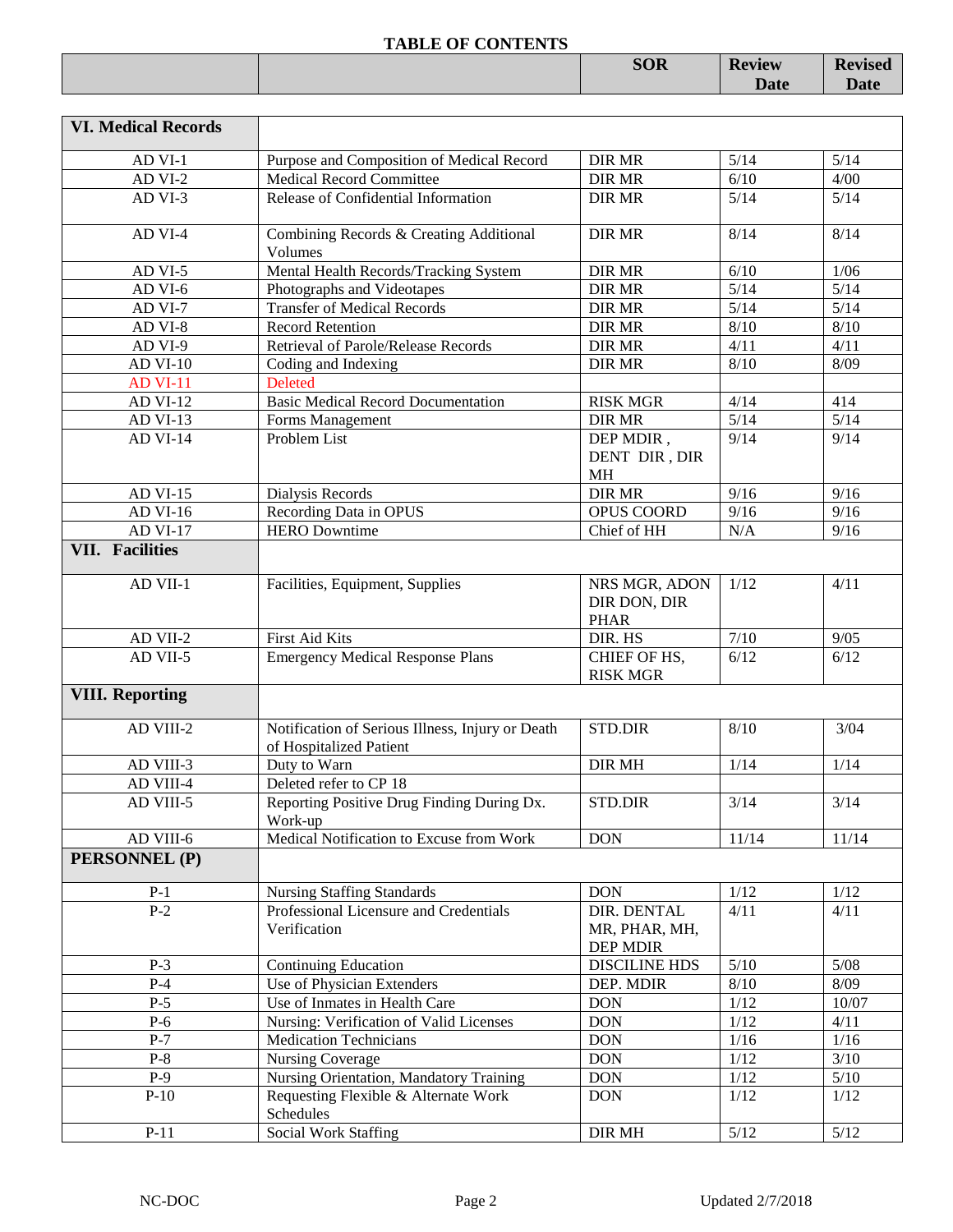## TABLE OF CONTENTS

| | | SOR | Review Date | Revised Date |
|---|---|---|---|---|
| **VI. Medical Records** | | | | |
| AD VI-1 | Purpose and Composition of Medical Record | DIR MR | 5/14 | 5/14 |
| AD VI-2 | Medical Record Committee | DIR MR | 6/10 | 4/00 |
| AD VI-3 | Release of Confidential Information | DIR MR | 5/14 | 5/14 |
| AD VI-4 | Combining Records & Creating Additional Volumes | DIR MR | 8/14 | 8/14 |
| AD VI-5 | Mental Health Records/Tracking System | DIR MR | 6/10 | 1/06 |
| AD VI-6 | Photographs and Videotapes | DIR MR | 5/14 | 5/14 |
| AD VI-7 | Transfer of Medical Records | DIR MR | 5/14 | 5/14 |
| AD VI-8 | Record Retention | DIR MR | 8/10 | 8/10 |
| AD VI-9 | Retrieval of Parole/Release Records | DIR MR | 4/11 | 4/11 |
| AD VI-10 | Coding and Indexing | DIR MR | 8/10 | 8/09 |
| AD VI-11 | Deleted | | | |
| AD VI-12 | Basic Medical Record Documentation | RISK MGR | 4/14 | 414 |
| AD VI-13 | Forms Management | DIR MR | 5/14 | 5/14 |
| AD VI-14 | Problem List | DEP MDIR , DENT DIR , DIR MH | 9/14 | 9/14 |
| AD VI-15 | Dialysis Records | DIR MR | 9/16 | 9/16 |
| AD VI-16 | Recording Data in OPUS | OPUS COORD | 9/16 | 9/16 |
| AD VI-17 | HERO Downtime | Chief of HH | N/A | 9/16 |
| **VII. Facilities** | | | | |
| AD VII-1 | Facilities, Equipment, Supplies | NRS MGR, ADON DIR DON, DIR PHAR | 1/12 | 4/11 |
| AD VII-2 | First Aid Kits | DIR. HS | 7/10 | 9/05 |
| AD VII-5 | Emergency Medical Response Plans | CHIEF OF HS, RISK MGR | 6/12 | 6/12 |
| **VIII. Reporting** | | | | |
| AD VIII-2 | Notification of Serious Illness, Injury or Death of Hospitalized Patient | STD.DIR | 8/10 | 3/04 |
| AD VIII-3 | Duty to Warn | DIR MH | 1/14 | 1/14 |
| AD VIII-4 | Deleted refer to CP 18 | | | |
| AD VIII-5 | Reporting Positive Drug Finding During Dx. Work-up | STD.DIR | 3/14 | 3/14 |
| AD VIII-6 | Medical Notification to Excuse from Work | DON | 11/14 | 11/14 |
| **PERSONNEL (P)** | | | | |
| P-1 | Nursing Staffing Standards | DON | 1/12 | 1/12 |
| P-2 | Professional Licensure and Credentials Verification | DIR. DENTAL MR, PHAR, MH, DEP MDIR | 4/11 | 4/11 |
| P-3 | Continuing Education | DISCILINE HDS | 5/10 | 5/08 |
| P-4 | Use of Physician Extenders | DEP. MDIR | 8/10 | 8/09 |
| P-5 | Use of Inmates in Health Care | DON | 1/12 | 10/07 |
| P-6 | Nursing: Verification of Valid Licenses | DON | 1/12 | 4/11 |
| P-7 | Medication Technicians | DON | 1/16 | 1/16 |
| P-8 | Nursing Coverage | DON | 1/12 | 3/10 |
| P-9 | Nursing Orientation, Mandatory Training | DON | 1/12 | 5/10 |
| P-10 | Requesting Flexible & Alternate Work Schedules | DON | 1/12 | 1/12 |
| P-11 | Social Work Staffing | DIR MH | 5/12 | 5/12 |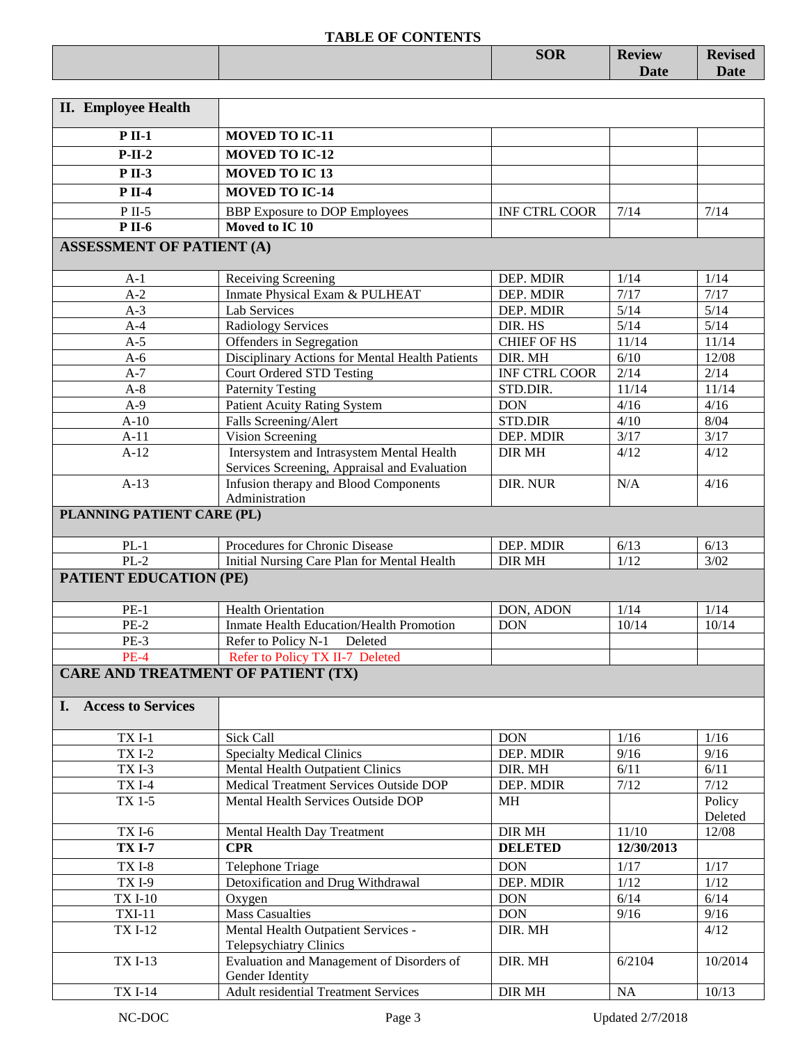# TABLE OF CONTENTS

| | | SOR | Review Date | Revised Date |
|---|---|---|---|---|
| **II. Employee Health** | | | | |
| **P II-1** | **MOVED TO IC-11** | | | |
| **P-II-2** | **MOVED TO IC-12** | | | |
| **P II-3** | **MOVED TO IC 13** | | | |
| **P II-4** | **MOVED TO IC-14** | | | |
| P II-5 | BBP Exposure to DOP Employees | INF CTRL COOR | 7/14 | 7/14 |
| **P II-6** | **Moved to IC 10** | | | |
| **ASSESSMENT OF PATIENT (A)** | | | | |
| A-1 | Receiving Screening | DEP. MDIR | 1/14 | 1/14 |
| A-2 | Inmate Physical Exam & PULHEAT | DEP. MDIR | 7/17 | 7/17 |
| A-3 | Lab Services | DEP. MDIR | 5/14 | 5/14 |
| A-4 | Radiology Services | DIR. HS | 5/14 | 5/14 |
| A-5 | Offenders in Segregation | CHIEF OF HS | 11/14 | 11/14 |
| A-6 | Disciplinary Actions for Mental Health Patients | DIR. MH | 6/10 | 12/08 |
| A-7 | Court Ordered STD Testing | INF CTRL COOR | 2/14 | 2/14 |
| A-8 | Paternity Testing | STD.DIR. | 11/14 | 11/14 |
| A-9 | Patient Acuity Rating System | DON | 4/16 | 4/16 |
| A-10 | Falls Screening/Alert | STD.DIR | 4/10 | 8/04 |
| A-11 | Vision Screening | DEP. MDIR | 3/17 | 3/17 |
| A-12 | Intersystem and Intrasystem Mental Health Services Screening, Appraisal and Evaluation | DIR MH | 4/12 | 4/12 |
| A-13 | Infusion therapy and Blood Components Administration | DIR. NUR | N/A | 4/16 |
| **PLANNING PATIENT CARE (PL)** | | | | |
| PL-1 | Procedures for Chronic Disease | DEP. MDIR | 6/13 | 6/13 |
| PL-2 | Initial Nursing Care Plan for Mental Health | DIR MH | 1/12 | 3/02 |
| **PATIENT EDUCATION (PE)** | | | | |
| PE-1 | Health Orientation | DON, ADON | 1/14 | 1/14 |
| PE-2 | Inmate Health Education/Health Promotion | DON | 10/14 | 10/14 |
| PE-3 | Refer to Policy N-1 Deleted | | | |
| PE-4 | Refer to Policy TX II-7 Deleted | | | |
| **CARE AND TREATMENT OF PATIENT (TX)** | | | | |
| **I. Access to Services** | | | | |
| TX I-1 | Sick Call | DON | 1/16 | 1/16 |
| TX I-2 | Specialty Medical Clinics | DEP. MDIR | 9/16 | 9/16 |
| TX I-3 | Mental Health Outpatient Clinics | DIR. MH | 6/11 | 6/11 |
| TX I-4 | Medical Treatment Services Outside DOP | DEP. MDIR | 7/12 | 7/12 |
| TX 1-5 | Mental Health Services Outside DOP | MH | | Policy Deleted |
| TX I-6 | Mental Health Day Treatment | DIR MH | 11/10 | 12/08 |
| **TX I-7** | **CPR** | **DELETED** | **12/30/2013** | |
| TX I-8 | Telephone Triage | DON | 1/17 | 1/17 |
| TX I-9 | Detoxification and Drug Withdrawal | DEP. MDIR | 1/12 | 1/12 |
| TX I-10 | Oxygen | DON | 6/14 | 6/14 |
| TXI-11 | Mass Casualties | DON | 9/16 | 9/16 |
| TX I-12 | Mental Health Outpatient Services - Telepsychiatry Clinics | DIR. MH | | 4/12 |
| TX I-13 | Evaluation and Management of Disorders of Gender Identity | DIR. MH | 6/2104 | 10/2014 |
| TX I-14 | Adult residential Treatment Services | DIR MH | NA | 10/13 |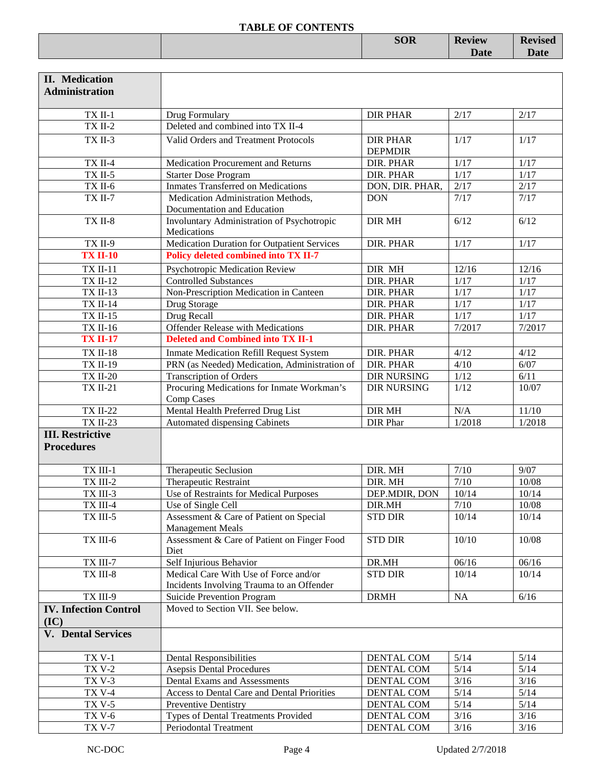## TABLE OF CONTENTS

| | | SOR | Review Date | Revised Date |
|---|---|---|---|---|
| **II. Medication Administration** | | | | |
| TX II-1 | Drug Formulary | DIR PHAR | 2/17 | 2/17 |
| TX II-2 | Deleted and combined into TX II-4 | | | |
| TX II-3 | Valid Orders and Treatment Protocols | DIR PHAR DEPMDIR | 1/17 | 1/17 |
| TX II-4 | Medication Procurement and Returns | DIR. PHAR | 1/17 | 1/17 |
| TX II-5 | Starter Dose Program | DIR. PHAR | 1/17 | 1/17 |
| TX II-6 | Inmates Transferred on Medications | DON, DIR. PHAR, | 2/17 | 2/17 |
| TX II-7 | Medication Administration Methods, Documentation and Education | DON | 7/17 | 7/17 |
| TX II-8 | Involuntary Administration of Psychotropic Medications | DIR MH | 6/12 | 6/12 |
| TX II-9 | Medication Duration for Outpatient Services | DIR. PHAR | 1/17 | 1/17 |
| **TX II-10** | **Policy deleted combined into TX II-7** | | | |
| TX II-11 | Psychotropic Medication Review | DIR MH | 12/16 | 12/16 |
| TX II-12 | Controlled Substances | DIR. PHAR | 1/17 | 1/17 |
| TX II-13 | Non-Prescription Medication in Canteen | DIR. PHAR | 1/17 | 1/17 |
| TX II-14 | Drug Storage | DIR. PHAR | 1/17 | 1/17 |
| TX II-15 | Drug Recall | DIR. PHAR | 1/17 | 1/17 |
| TX II-16 | Offender Release with Medications | DIR. PHAR | 7/2017 | 7/2017 |
| **TX II-17** | **Deleted and Combined into TX II-1** | | | |
| TX II-18 | Inmate Medication Refill Request System | DIR. PHAR | 4/12 | 4/12 |
| TX II-19 | PRN (as Needed) Medication, Administration of | DIR. PHAR | 4/10 | 6/07 |
| TX II-20 | Transcription of Orders | DIR NURSING | 1/12 | 6/11 |
| TX II-21 | Procuring Medications for Inmate Workman's Comp Cases | DIR NURSING | 1/12 | 10/07 |
| TX II-22 | Mental Health Preferred Drug List | DIR MH | N/A | 11/10 |
| TX II-23 | Automated dispensing Cabinets | DIR Phar | 1/2018 | 1/2018 |
| **III. Restrictive Procedures** | | | | |
| TX III-1 | Therapeutic Seclusion | DIR. MH | 7/10 | 9/07 |
| TX III-2 | Therapeutic Restraint | DIR. MH | 7/10 | 10/08 |
| TX III-3 | Use of Restraints for Medical Purposes | DEP.MDIR, DON | 10/14 | 10/14 |
| TX III-4 | Use of Single Cell | DIR.MH | 7/10 | 10/08 |
| TX III-5 | Assessment & Care of Patient on Special Management Meals | STD DIR | 10/14 | 10/14 |
| TX III-6 | Assessment & Care of Patient on Finger Food Diet | STD DIR | 10/10 | 10/08 |
| TX III-7 | Self Injurious Behavior | DR.MH | 06/16 | 06/16 |
| TX III-8 | Medical Care With Use of Force and/or Incidents Involving Trauma to an Offender | STD DIR | 10/14 | 10/14 |
| TX III-9 | Suicide Prevention Program | DRMH | NA | 6/16 |
| **IV. Infection Control (IC)** | Moved to Section VII. See below. | | | |
| **V. Dental Services** | | | | |
| TX V-1 | Dental Responsibilities | DENTAL COM | 5/14 | 5/14 |
| TX V-2 | Asepsis Dental Procedures | DENTAL COM | 5/14 | 5/14 |
| TX V-3 | Dental Exams and Assessments | DENTAL COM | 3/16 | 3/16 |
| TX V-4 | Access to Dental Care and Dental Priorities | DENTAL COM | 5/14 | 5/14 |
| TX V-5 | Preventive Dentistry | DENTAL COM | 5/14 | 5/14 |
| TX V-6 | Types of Dental Treatments Provided | DENTAL COM | 3/16 | 3/16 |
| TX V-7 | Periodontal Treatment | DENTAL COM | 3/16 | 3/16 |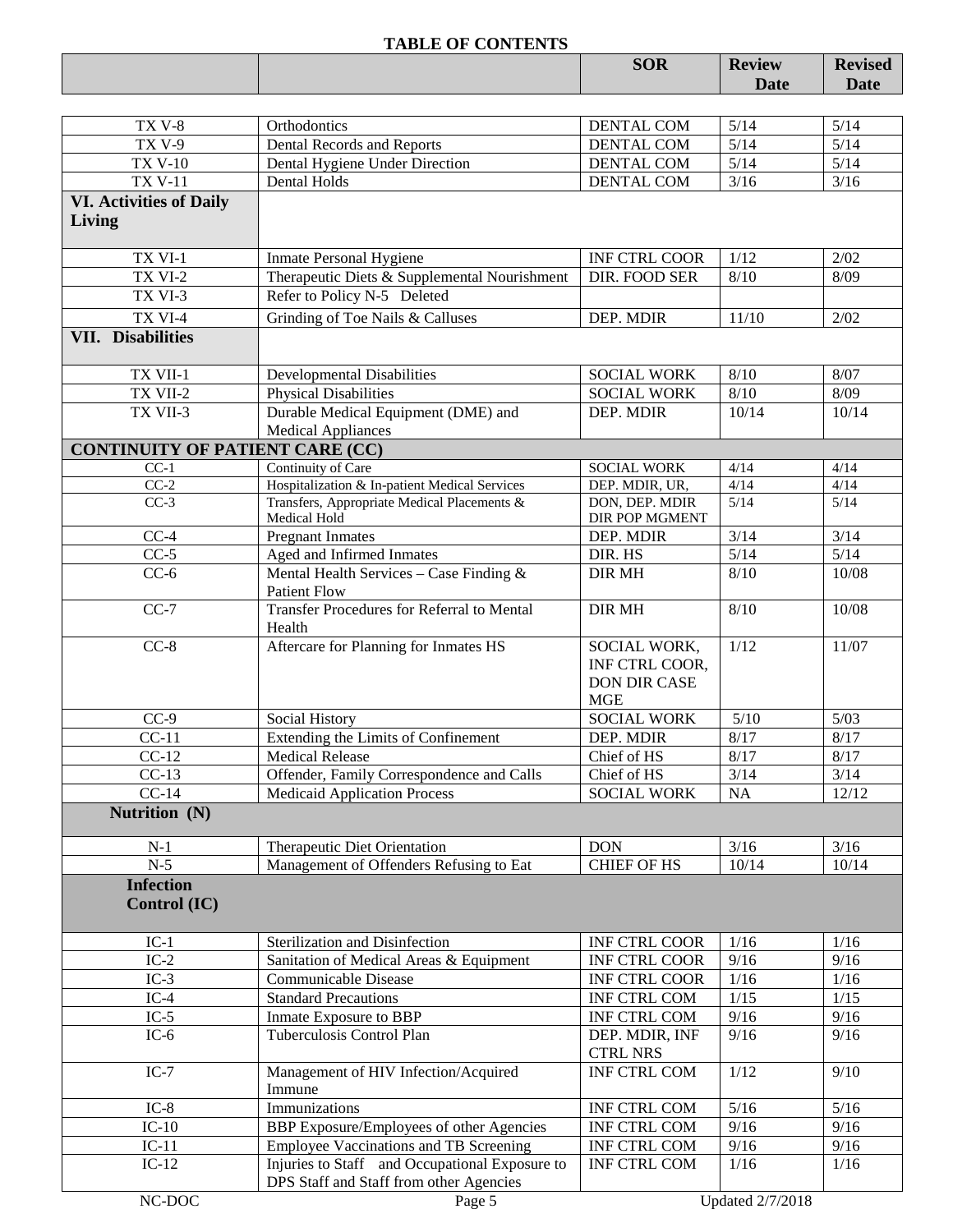## TABLE OF CONTENTS

| | | SOR | Review Date | Revised Date |
|---|---|---|---|---|
| TX V-8 | Orthodontics | DENTAL COM | 5/14 | 5/14 |
| TX V-9 | Dental Records and Reports | DENTAL COM | 5/14 | 5/14 |
| TX V-10 | Dental Hygiene Under Direction | DENTAL COM | 5/14 | 5/14 |
| TX V-11 | Dental Holds | DENTAL COM | 3/16 | 3/16 |
| **VI. Activities of Daily Living** | | | | |
| TX VI-1 | Inmate Personal Hygiene | INF CTRL COOR | 1/12 | 2/02 |
| TX VI-2 | Therapeutic Diets & Supplemental Nourishment | DIR. FOOD SER | 8/10 | 8/09 |
| TX VI-3 | Refer to Policy N-5 Deleted | | | |
| TX VI-4 | Grinding of Toe Nails & Calluses | DEP. MDIR | 11/10 | 2/02 |
| **VII. Disabilities** | | | | |
| TX VII-1 | Developmental Disabilities | SOCIAL WORK | 8/10 | 8/07 |
| TX VII-2 | Physical Disabilities | SOCIAL WORK | 8/10 | 8/09 |
| TX VII-3 | Durable Medical Equipment (DME) and Medical Appliances | DEP. MDIR | 10/14 | 10/14 |
| **CONTINUITY OF PATIENT CARE (CC)** | | | | |
| CC-1 | Continuity of Care | SOCIAL WORK | 4/14 | 4/14 |
| CC-2 | Hospitalization & In-patient Medical Services | DEP. MDIR, UR, | 4/14 | 4/14 |
| CC-3 | Transfers, Appropriate Medical Placements & Medical Hold | DON, DEP. MDIR DIR POP MGMENT | 5/14 | 5/14 |
| CC-4 | Pregnant Inmates | DEP. MDIR | 3/14 | 3/14 |
| CC-5 | Aged and Infirmed Inmates | DIR. HS | 5/14 | 5/14 |
| CC-6 | Mental Health Services – Case Finding & Patient Flow | DIR MH | 8/10 | 10/08 |
| CC-7 | Transfer Procedures for Referral to Mental Health | DIR MH | 8/10 | 10/08 |
| CC-8 | Aftercare for Planning for Inmates HS | SOCIAL WORK, INF CTRL COOR, DON DIR CASE MGE | 1/12 | 11/07 |
| CC-9 | Social History | SOCIAL WORK | 5/10 | 5/03 |
| CC-11 | Extending the Limits of Confinement | DEP. MDIR | 8/17 | 8/17 |
| CC-12 | Medical Release | Chief of HS | 8/17 | 8/17 |
| CC-13 | Offender, Family Correspondence and Calls | Chief of HS | 3/14 | 3/14 |
| CC-14 | Medicaid Application Process | SOCIAL WORK | NA | 12/12 |
| **Nutrition (N)** | | | | |
| N-1 | Therapeutic Diet Orientation | DON | 3/16 | 3/16 |
| N-5 | Management of Offenders Refusing to Eat | CHIEF OF HS | 10/14 | 10/14 |
| **Infection Control (IC)** | | | | |
| IC-1 | Sterilization and Disinfection | INF CTRL COOR | 1/16 | 1/16 |
| IC-2 | Sanitation of Medical Areas & Equipment | INF CTRL COOR | 9/16 | 9/16 |
| IC-3 | Communicable Disease | INF CTRL COOR | 1/16 | 1/16 |
| IC-4 | Standard Precautions | INF CTRL COM | 1/15 | 1/15 |
| IC-5 | Inmate Exposure to BBP | INF CTRL COM | 9/16 | 9/16 |
| IC-6 | Tuberculosis Control Plan | DEP. MDIR, INF CTRL NRS | 9/16 | 9/16 |
| IC-7 | Management of HIV Infection/Acquired Immune | INF CTRL COM | 1/12 | 9/10 |
| IC-8 | Immunizations | INF CTRL COM | 5/16 | 5/16 |
| IC-10 | BBP Exposure/Employees of other Agencies | INF CTRL COM | 9/16 | 9/16 |
| IC-11 | Employee Vaccinations and TB Screening | INF CTRL COM | 9/16 | 9/16 |
| IC-12 | Injuries to Staff and Occupational Exposure to DPS Staff and Staff from other Agencies | INF CTRL COM | 1/16 | 1/16 |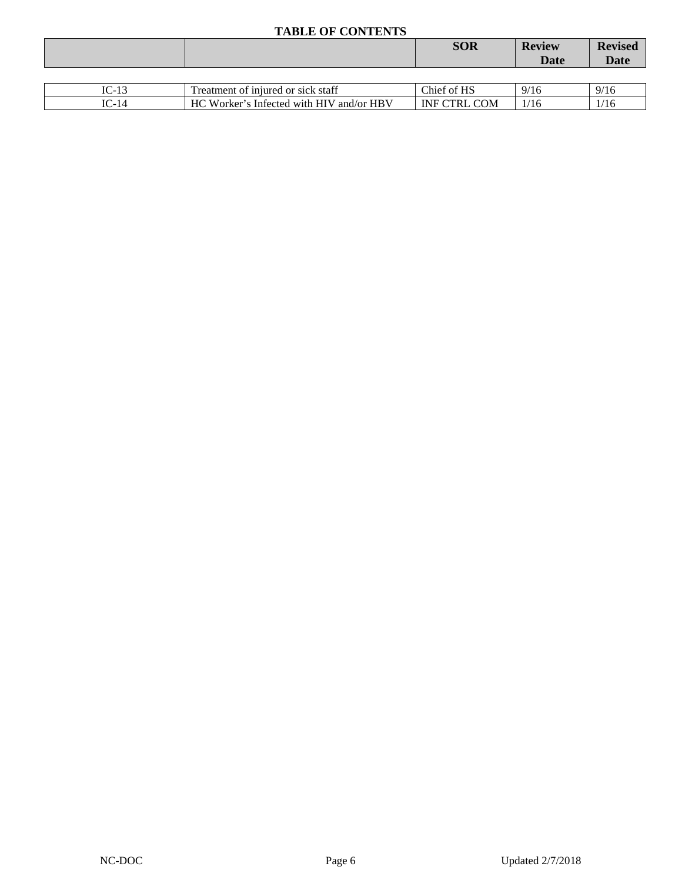## TABLE OF CONTENTS

| | | SOR | Review Date | Revised Date |
|---|---|---|---|---|
| IC-13 | Treatment of injured or sick staff | Chief of HS | 9/16 | 9/16 |
| IC-14 | HC Worker's Infected with HIV and/or HBV | INF CTRL COM | 1/16 | 1/16 |